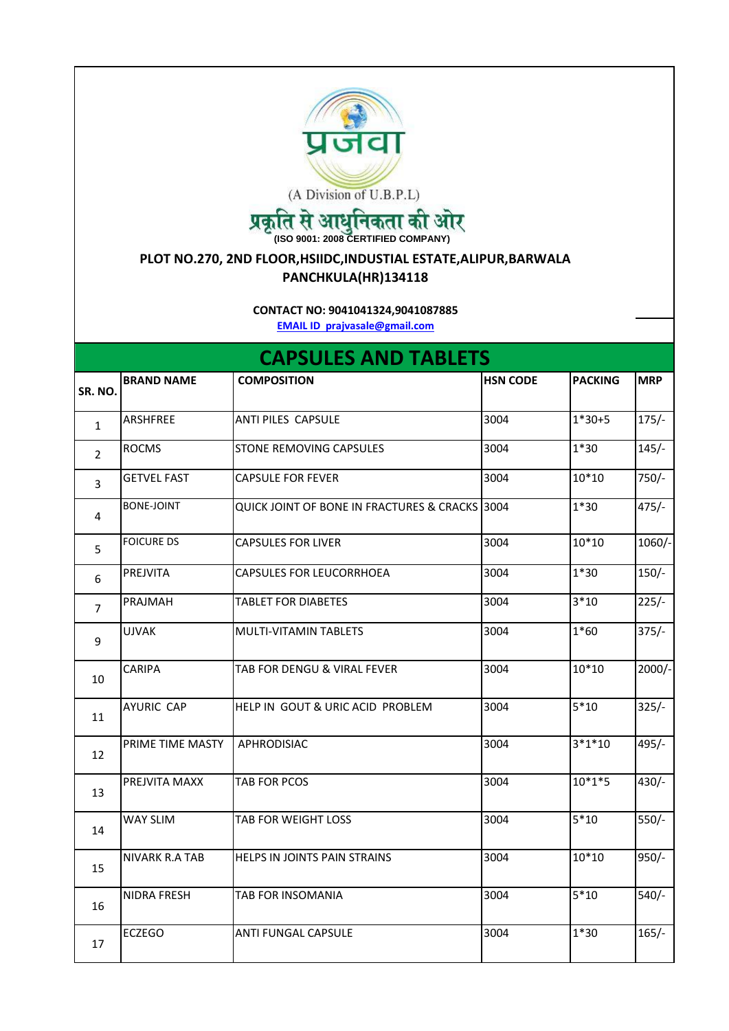प्रजवा

(A Division of U.B.P.L)

प्रकृति से आधुनिकता की ओर

(ISO 9001: 2008 CERTIFIED COMPANY)

**PLOT NO.270, 2ND FLOOR,HSIIDC,INDUSTIAL ESTATE,ALIPUR,BARWALA PANCHKULA(HR)134118**

**CONTACT NO: 9041041324,9041087885**

**EMAIL ID prajvasale@gmail.com**

## CAPSULES AND TABLETS

| SR. NO. | BRAND NAME | COMPOSITION | HSN CODE | PACKING | MRP |
|---|---|---|---|---|---|
| 1 | ARSHFREE | ANTI PILES CAPSULE | 3004 | 1*30+5 | 175/- |
| 2 | ROCMS | STONE REMOVING CAPSULES | 3004 | 1*30 | 145/- |
| 3 | GETVEL FAST | CAPSULE FOR FEVER | 3004 | 10*10 | 750/- |
| 4 | BONE-JOINT | QUICK JOINT OF BONE IN FRACTURES & CRACKS | 3004 | 1*30 | 475/- |
| 5 | FOICURE DS | CAPSULES FOR LIVER | 3004 | 10*10 | 1060/- |
| 6 | PREJVITA | CAPSULES FOR LEUCORRHOEA | 3004 | 1*30 | 150/- |
| 7 | PRAJMAH | TABLET FOR DIABETES | 3004 | 3*10 | 225/- |
| 9 | UJVAK | MULTI-VITAMIN TABLETS | 3004 | 1*60 | 375/- |
| 10 | CARIPA | TAB FOR DENGU & VIRAL FEVER | 3004 | 10*10 | 2000/- |
| 11 | AYURIC CAP | HELP IN GOUT & URIC ACID PROBLEM | 3004 | 5*10 | 325/- |
| 12 | PRIME TIME MASTY | APHRODISIAC | 3004 | 3*1*10 | 495/- |
| 13 | PREJVITA MAXX | TAB FOR PCOS | 3004 | 10*1*5 | 430/- |
| 14 | WAY SLIM | TAB FOR WEIGHT LOSS | 3004 | 5*10 | 550/- |
| 15 | NIVARK R.A TAB | HELPS IN JOINTS PAIN STRAINS | 3004 | 10*10 | 950/- |
| 16 | NIDRA FRESH | TAB FOR INSOMANIA | 3004 | 5*10 | 540/- |
| 17 | ECZEGO | ANTI FUNGAL CAPSULE | 3004 | 1*30 | 165/- |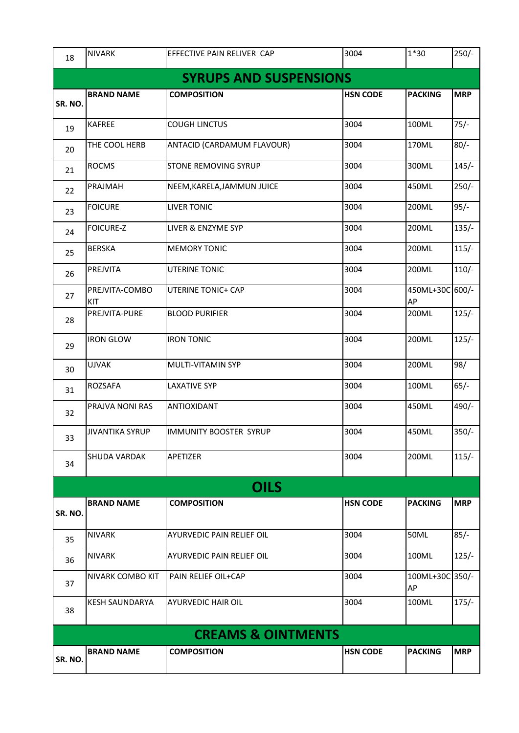| 18 | NIVARK | EFFECTIVE PAIN RELIVER CAP | 3004 | 1*30 | 250/- |
|---|---|---|---|---|---|

## SYRUPS AND SUSPENSIONS

| SR. NO. | BRAND NAME | COMPOSITION | HSN CODE | PACKING | MRP |
|---|---|---|---|---|---|
| 19 | KAFREE | COUGH LINCTUS | 3004 | 100ML | 75/- |
| 20 | THE COOL HERB | ANTACID (CARDAMUM FLAVOUR) | 3004 | 170ML | 80/- |
| 21 | ROCMS | STONE REMOVING SYRUP | 3004 | 300ML | 145/- |
| 22 | PRAJMAH | NEEM,KARELA,JAMMUN JUICE | 3004 | 450ML | 250/- |
| 23 | FOICURE | LIVER TONIC | 3004 | 200ML | 95/- |
| 24 | FOICURE-Z | LIVER & ENZYME SYP | 3004 | 200ML | 135/- |
| 25 | BERSKA | MEMORY TONIC | 3004 | 200ML | 115/- |
| 26 | PREJVITA | UTERINE TONIC | 3004 | 200ML | 110/- |
| 27 | PREJVITA-COMBO KIT | UTERINE TONIC+ CAP | 3004 | 450ML+30CAP | 600/- |
| 28 | PREJVITA-PURE | BLOOD PURIFIER | 3004 | 200ML | 125/- |
| 29 | IRON GLOW | IRON TONIC | 3004 | 200ML | 125/- |
| 30 | UJVAK | MULTI-VITAMIN SYP | 3004 | 200ML | 98/ |
| 31 | ROZSAFA | LAXATIVE SYP | 3004 | 100ML | 65/- |
| 32 | PRAJVA NONI RAS | ANTIOXIDANT | 3004 | 450ML | 490/- |
| 33 | JIVANTIKA SYRUP | IMMUNITY BOOSTER SYRUP | 3004 | 450ML | 350/- |
| 34 | SHUDA VARDAK | APETIZER | 3004 | 200ML | 115/- |

## OILS

| SR. NO. | BRAND NAME | COMPOSITION | HSN CODE | PACKING | MRP |
|---|---|---|---|---|---|
| 35 | NIVARK | AYURVEDIC PAIN RELIEF OIL | 3004 | 50ML | 85/- |
| 36 | NIVARK | AYURVEDIC PAIN RELIEF OIL | 3004 | 100ML | 125/- |
| 37 | NIVARK COMBO KIT | PAIN RELIEF OIL+CAP | 3004 | 100ML+30CAP | 350/- |
| 38 | KESH SAUNDARYA | AYURVEDIC HAIR OIL | 3004 | 100ML | 175/- |

## CREAMS & OINTMENTS

| SR. NO. | BRAND NAME | COMPOSITION | HSN CODE | PACKING | MRP |
|---|---|---|---|---|---|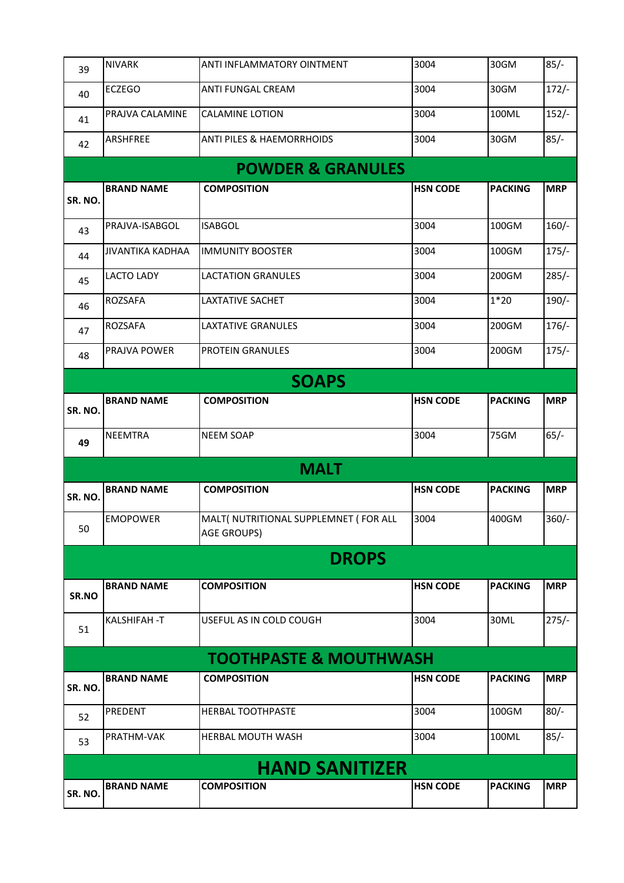| | | | | | |
|---|---|---|---|---|---|
| 39 | NIVARK | ANTI INFLAMMATORY OINTMENT | 3004 | 30GM | 85/- |
| 40 | ECZEGO | ANTI FUNGAL CREAM | 3004 | 30GM | 172/- |
| 41 | PRAJVA CALAMINE | CALAMINE LOTION | 3004 | 100ML | 152/- |
| 42 | ARSHFREE | ANTI PILES & HAEMORRHOIDS | 3004 | 30GM | 85/- |

## POWDER & GRANULES

| SR. NO. | BRAND NAME | COMPOSITION | HSN CODE | PACKING | MRP |
|---|---|---|---|---|---|
| 43 | PRAJVA-ISABGOL | ISABGOL | 3004 | 100GM | 160/- |
| 44 | JIVANTIKA KADHAA | IMMUNITY BOOSTER | 3004 | 100GM | 175/- |
| 45 | LACTO LADY | LACTATION GRANULES | 3004 | 200GM | 285/- |
| 46 | ROZSAFA | LAXTATIVE SACHET | 3004 | 1*20 | 190/- |
| 47 | ROZSAFA | LAXTATIVE GRANULES | 3004 | 200GM | 176/- |
| 48 | PRAJVA POWER | PROTEIN GRANULES | 3004 | 200GM | 175/- |

## SOAPS

| SR. NO. | BRAND NAME | COMPOSITION | HSN CODE | PACKING | MRP |
|---|---|---|---|---|---|
| **49** | NEEMTRA | NEEM SOAP | 3004 | 75GM | 65/- |

## MALT

| SR. NO. | BRAND NAME | COMPOSITION | HSN CODE | PACKING | MRP |
|---|---|---|---|---|---|
| 50 | EMOPOWER | MALT( NUTRITIONAL SUPPLEMNET ( FOR ALL AGE GROUPS) | 3004 | 400GM | 360/- |

## DROPS

| SR.NO | BRAND NAME | COMPOSITION | HSN CODE | PACKING | MRP |
|---|---|---|---|---|---|
| 51 | KALSHIFAH -T | USEFUL AS IN COLD COUGH | 3004 | 30ML | 275/- |

## TOOTHPASTE & MOUTHWASH

| SR. NO. | BRAND NAME | COMPOSITION | HSN CODE | PACKING | MRP |
|---|---|---|---|---|---|
| 52 | PREDENT | HERBAL TOOTHPASTE | 3004 | 100GM | 80/- |
| 53 | PRATHM-VAK | HERBAL MOUTH WASH | 3004 | 100ML | 85/- |

## HAND SANITIZER

| SR. NO. | BRAND NAME | COMPOSITION | HSN CODE | PACKING | MRP |
|---|---|---|---|---|---|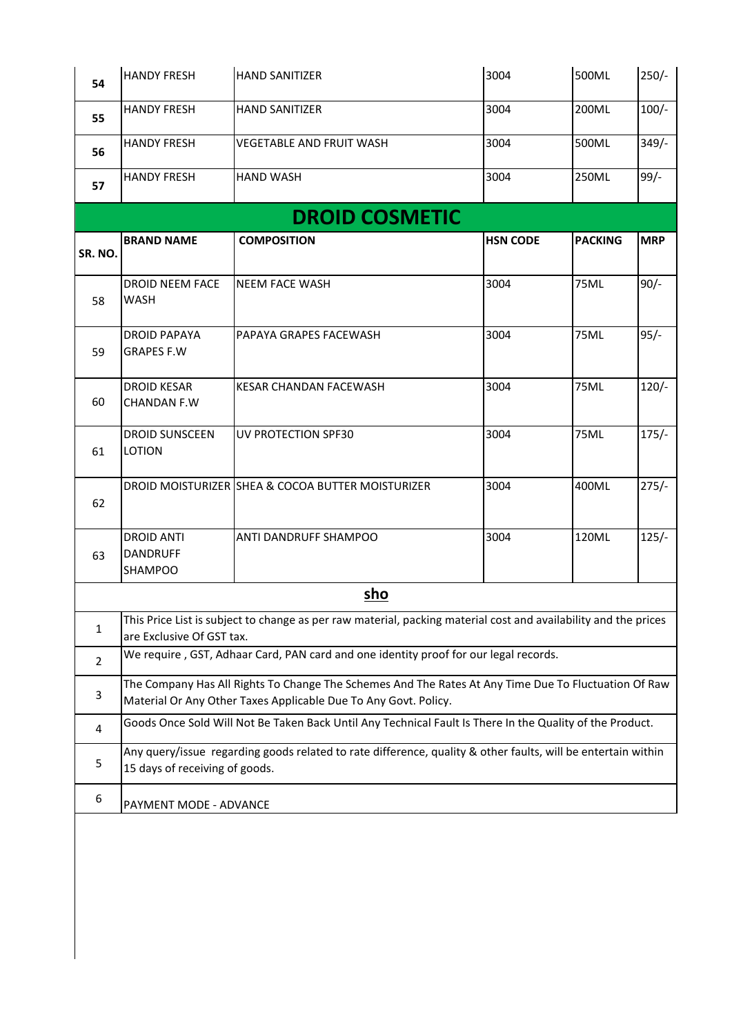| | | | | | |
|---|---|---|---|---|---|
| 54 | HANDY FRESH | HAND SANITIZER | 3004 | 500ML | 250/- |
| 55 | HANDY FRESH | HAND SANITIZER | 3004 | 200ML | 100/- |
| 56 | HANDY FRESH | VEGETABLE AND FRUIT WASH | 3004 | 500ML | 349/- |
| 57 | HANDY FRESH | HAND WASH | 3004 | 250ML | 99/- |

## DROID COSMETIC

| SR. NO. | BRAND NAME | COMPOSITION | HSN CODE | PACKING | MRP |
|---|---|---|---|---|---|
| 58 | DROID NEEM FACE WASH | NEEM FACE WASH | 3004 | 75ML | 90/- |
| 59 | DROID PAPAYA GRAPES F.W | PAPAYA GRAPES FACEWASH | 3004 | 75ML | 95/- |
| 60 | DROID KESAR CHANDAN F.W | KESAR CHANDAN FACEWASH | 3004 | 75ML | 120/- |
| 61 | DROID SUNSCEEN LOTION | UV PROTECTION SPF30 | 3004 | 75ML | 175/- |
| 62 | DROID MOISTURIZER | SHEA & COCOA BUTTER MOISTURIZER | 3004 | 400ML | 275/- |
| 63 | DROID ANTI DANDRUFF SHAMPOO | ANTI DANDRUFF SHAMPOO | 3004 | 120ML | 125/- |

**sho**

| | |
|---|---|
| 1 | This Price List is subject to change as per raw material, packing material cost and availability and the prices are Exclusive Of GST tax. |
| 2 | We require , GST, Adhaar Card, PAN card and one identity proof for our legal records. |
| 3 | The Company Has All Rights To Change The Schemes And The Rates At Any Time Due To Fluctuation Of Raw Material Or Any Other Taxes Applicable Due To Any Govt. Policy. |
| 4 | Goods Once Sold Will Not Be Taken Back Until Any Technical Fault Is There In the Quality of the Product. |
| 5 | Any query/issue regarding goods related to rate difference, quality & other faults, will be entertain within 15 days of receiving of goods. |
| 6 | PAYMENT MODE - ADVANCE |